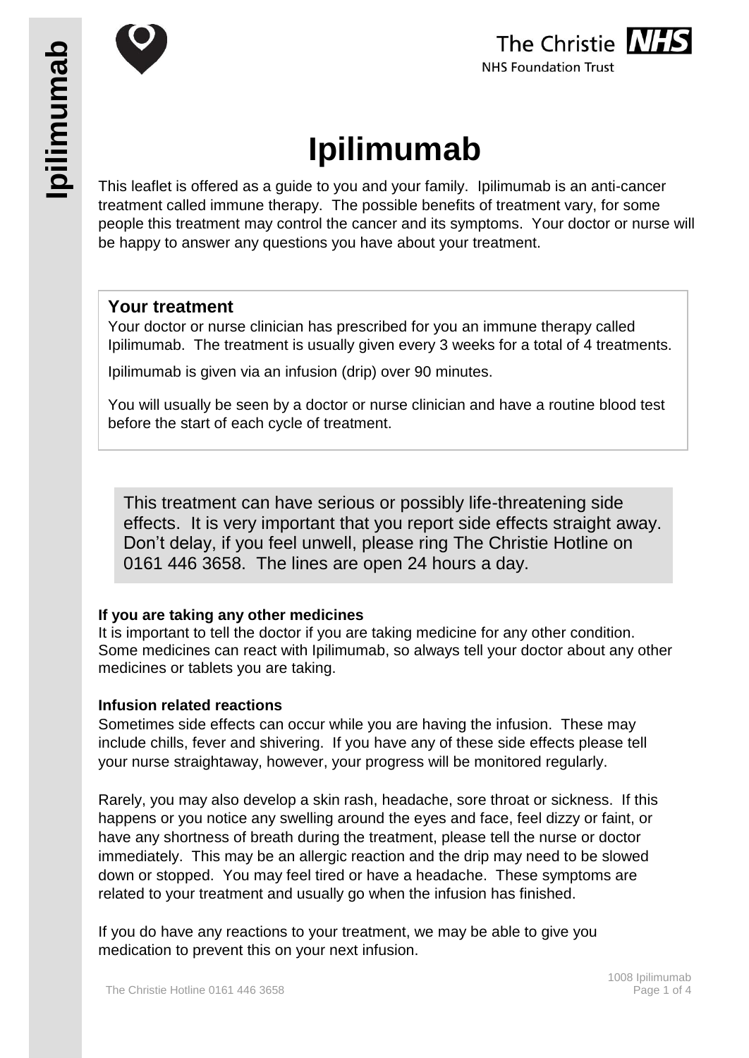# Ipilimumab

This leaflet is offered as a guide to you and your family. Ipilimumab is an anti-cancer treatment called immune therapy. The possible benefits of treatment vary, for some people this treatment may control the cancer and its symptoms. Your doctor or nurse will be happy to answer any questions you have about your treatment.

## Your treatment

Your doctor or nurse clinician has prescribed for you an immune therapy called Ipilimumab. The treatment is usually given every 3 weeks for a total of 4 treatments.

Ipilimumab is given via an infusion (drip) over 90 minutes.

You will usually be seen by a doctor or nurse clinician and have a routine blood test before the start of each cycle of treatment.

This treatment can have serious or possibly life-threatening side effects. It is very important that you report side effects straight away. Don't delay, if you feel unwell, please ring The Christie Hotline on 0161 446 3658. The lines are open 24 hours a day.

### If you are taking any other medicines

It is important to tell the doctor if you are taking medicine for any other condition. Some medicines can react with Ipilimumab, so always tell your doctor about any other medicines or tablets you are taking.

### Infusion related reactions

Sometimes side effects can occur while you are having the infusion. These may include chills, fever and shivering. If you have any of these side effects please tell your nurse straightaway, however, your progress will be monitored regularly.

Rarely, you may also develop a skin rash, headache, sore throat or sickness. If this happens or you notice any swelling around the eyes and face, feel dizzy or faint, or have any shortness of breath during the treatment, please tell the nurse or doctor immediately. This may be an allergic reaction and the drip may need to be slowed down or stopped. You may feel tired or have a headache. These symptoms are related to your treatment and usually go when the infusion has finished.

If you do have any reactions to your treatment, we may be able to give you medication to prevent this on your next infusion.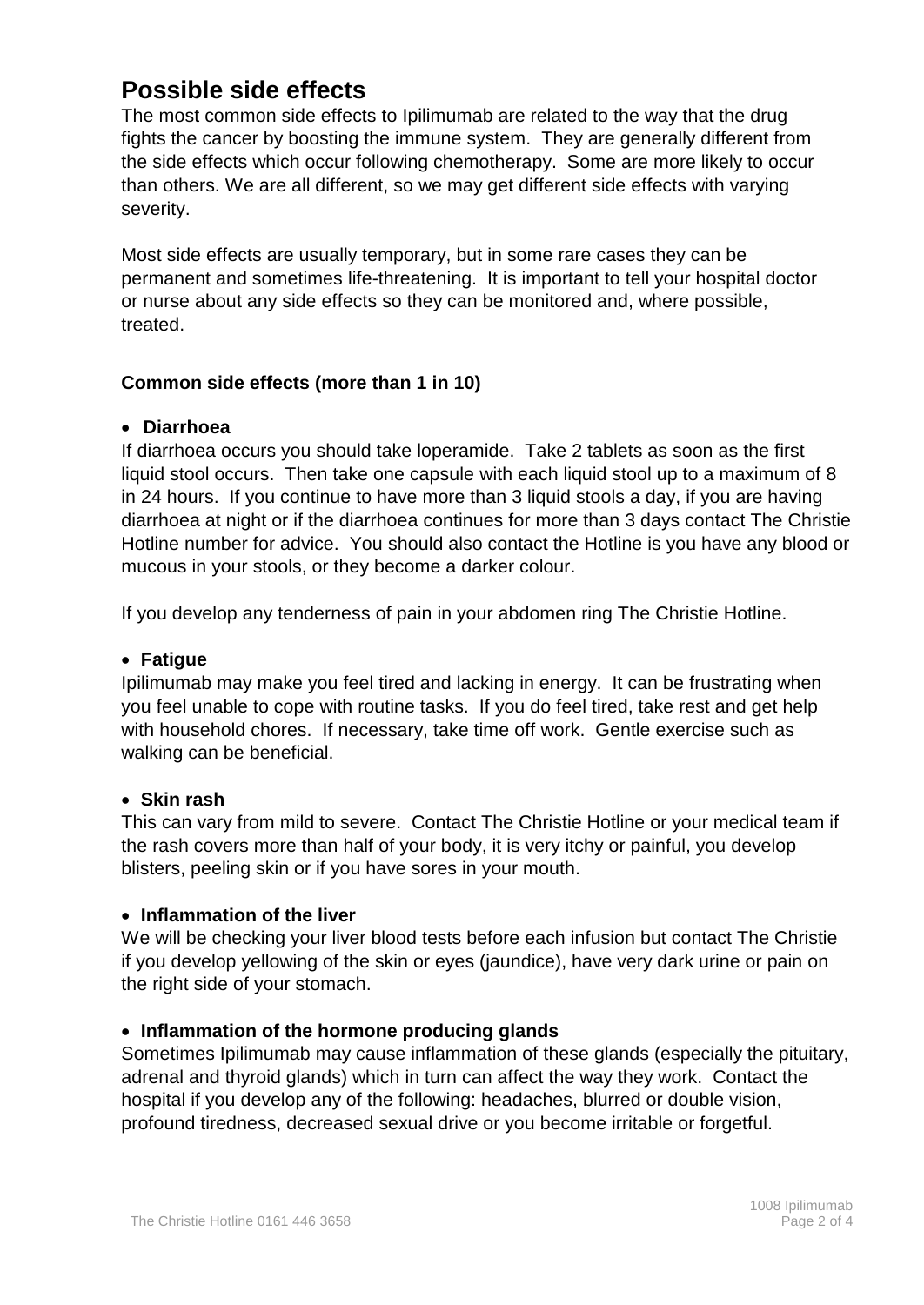# Possible side effects

The most common side effects to Ipilimumab are related to the way that the drug fights the cancer by boosting the immune system. They are generally different from the side effects which occur following chemotherapy. Some are more likely to occur than others. We are all different, so we may get different side effects with varying severity.

Most side effects are usually temporary, but in some rare cases they can be permanent and sometimes life-threatening. It is important to tell your hospital doctor or nurse about any side effects so they can be monitored and, where possible, treated.

### Common side effects (more than 1 in 10)

- **Diarrhoea**

If diarrhoea occurs you should take loperamide. Take 2 tablets as soon as the first liquid stool occurs. Then take one capsule with each liquid stool up to a maximum of 8 in 24 hours. If you continue to have more than 3 liquid stools a day, if you are having diarrhoea at night or if the diarrhoea continues for more than 3 days contact The Christie Hotline number for advice. You should also contact the Hotline is you have any blood or mucous in your stools, or they become a darker colour.

If you develop any tenderness of pain in your abdomen ring The Christie Hotline.

- **Fatigue**

Ipilimumab may make you feel tired and lacking in energy. It can be frustrating when you feel unable to cope with routine tasks. If you do feel tired, take rest and get help with household chores. If necessary, take time off work. Gentle exercise such as walking can be beneficial.

- **Skin rash**

This can vary from mild to severe. Contact The Christie Hotline or your medical team if the rash covers more than half of your body, it is very itchy or painful, you develop blisters, peeling skin or if you have sores in your mouth.

- **Inflammation of the liver**

We will be checking your liver blood tests before each infusion but contact The Christie if you develop yellowing of the skin or eyes (jaundice), have very dark urine or pain on the right side of your stomach.

- **Inflammation of the hormone producing glands**

Sometimes Ipilimumab may cause inflammation of these glands (especially the pituitary, adrenal and thyroid glands) which in turn can affect the way they work. Contact the hospital if you develop any of the following: headaches, blurred or double vision, profound tiredness, decreased sexual drive or you become irritable or forgetful.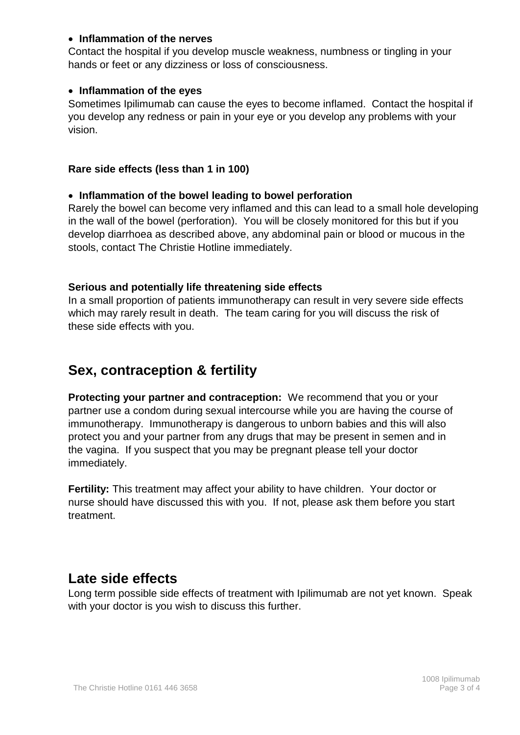- **Inflammation of the nerves**

Contact the hospital if you develop muscle weakness, numbness or tingling in your hands or feet or any dizziness or loss of consciousness.

- **Inflammation of the eyes**

Sometimes Ipilimumab can cause the eyes to become inflamed. Contact the hospital if you develop any redness or pain in your eye or you develop any problems with your vision.

**Rare side effects (less than 1 in 100)**

- **Inflammation of the bowel leading to bowel perforation**

Rarely the bowel can become very inflamed and this can lead to a small hole developing in the wall of the bowel (perforation). You will be closely monitored for this but if you develop diarrhoea as described above, any abdominal pain or blood or mucous in the stools, contact The Christie Hotline immediately.

**Serious and potentially life threatening side effects**

In a small proportion of patients immunotherapy can result in very severe side effects which may rarely result in death. The team caring for you will discuss the risk of these side effects with you.

## Sex, contraception & fertility

**Protecting your partner and contraception:** We recommend that you or your partner use a condom during sexual intercourse while you are having the course of immunotherapy. Immunotherapy is dangerous to unborn babies and this will also protect you and your partner from any drugs that may be present in semen and in the vagina. If you suspect that you may be pregnant please tell your doctor immediately.

**Fertility:** This treatment may affect your ability to have children. Your doctor or nurse should have discussed this with you. If not, please ask them before you start treatment.

## Late side effects

Long term possible side effects of treatment with Ipilimumab are not yet known. Speak with your doctor is you wish to discuss this further.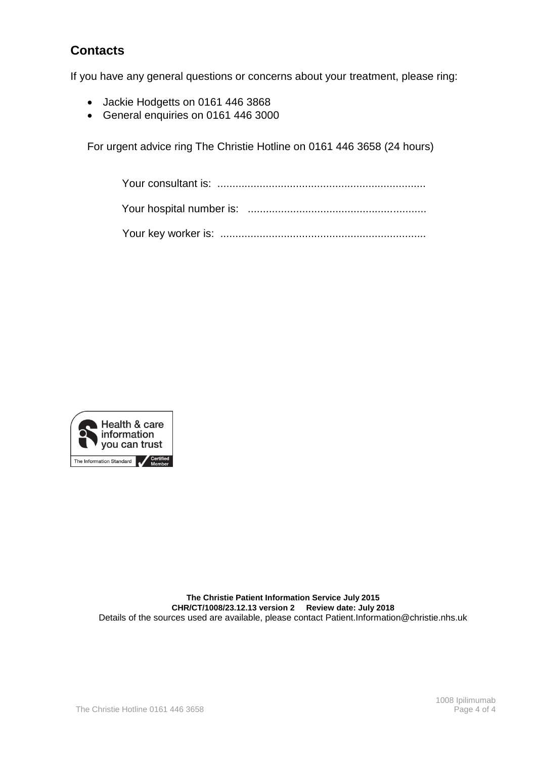## Contacts

If you have any general questions or concerns about your treatment, please ring:

- Jackie Hodgetts on 0161 446 3868
- General enquiries on 0161 446 3000

For urgent advice ring The Christie Hotline on 0161 446 3658 (24 hours)

Your consultant is: ....................................................................

Your hospital number is: ..........................................................

Your key worker is: ...................................................................

Health & care information you can trust

The Information Standard Certified Member

**The Christie Patient Information Service July 2015**
**CHR/CT/1008/23.12.13 version 2 Review date: July 2018**
Details of the sources used are available, please contact Patient.Information@christie.nhs.uk